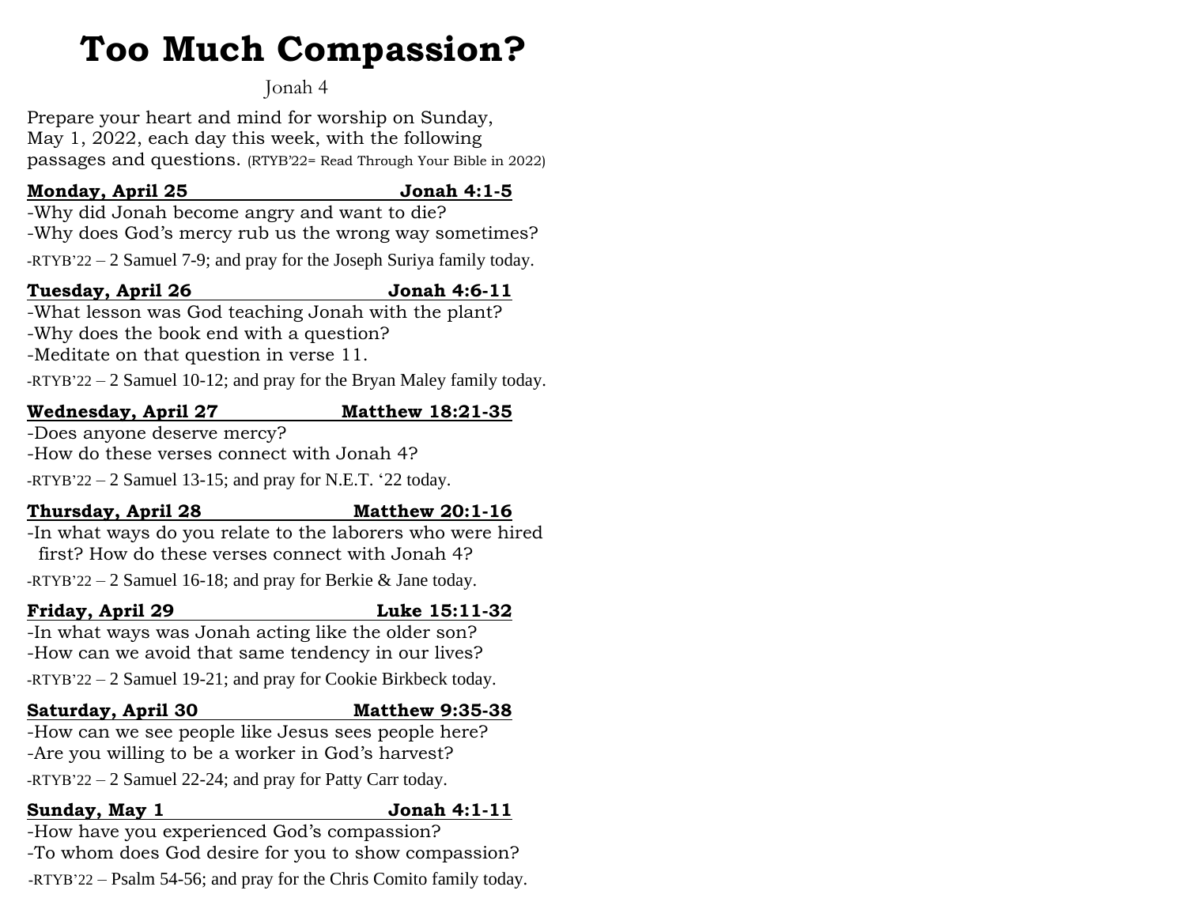# Too Much Compassion?

Jonah 4

Prepare your heart and mind for worship on Sunday, May 1, 2022, each day this week, with the following passages and questions. (RTYB'22= Read Through Your Bible in 2022)

**Monday, April 25 — Jonah 4:1-5**

-Why did Jonah become angry and want to die?
-Why does God's mercy rub us the wrong way sometimes?
-RTYB'22 – 2 Samuel 7-9; and pray for the Joseph Suriya family today.

**Tuesday, April 26 — Jonah 4:6-11**

-What lesson was God teaching Jonah with the plant?
-Why does the book end with a question?
-Meditate on that question in verse 11.
-RTYB'22 – 2 Samuel 10-12; and pray for the Bryan Maley family today.

**Wednesday, April 27 — Matthew 18:21-35**

-Does anyone deserve mercy?
-How do these verses connect with Jonah 4?
-RTYB'22 – 2 Samuel 13-15; and pray for N.E.T. '22 today.

**Thursday, April 28 — Matthew 20:1-16**

-In what ways do you relate to the laborers who were hired first? How do these verses connect with Jonah 4?
-RTYB'22 – 2 Samuel 16-18; and pray for Berkie & Jane today.

**Friday, April 29 — Luke 15:11-32**

-In what ways was Jonah acting like the older son?
-How can we avoid that same tendency in our lives?
-RTYB'22 – 2 Samuel 19-21; and pray for Cookie Birkbeck today.

**Saturday, April 30 — Matthew 9:35-38**

-How can we see people like Jesus sees people here?
-Are you willing to be a worker in God's harvest?
-RTYB'22 – 2 Samuel 22-24; and pray for Patty Carr today.

**Sunday, May 1 — Jonah 4:1-11**

-How have you experienced God's compassion?
-To whom does God desire for you to show compassion?
-RTYB'22 – Psalm 54-56; and pray for the Chris Comito family today.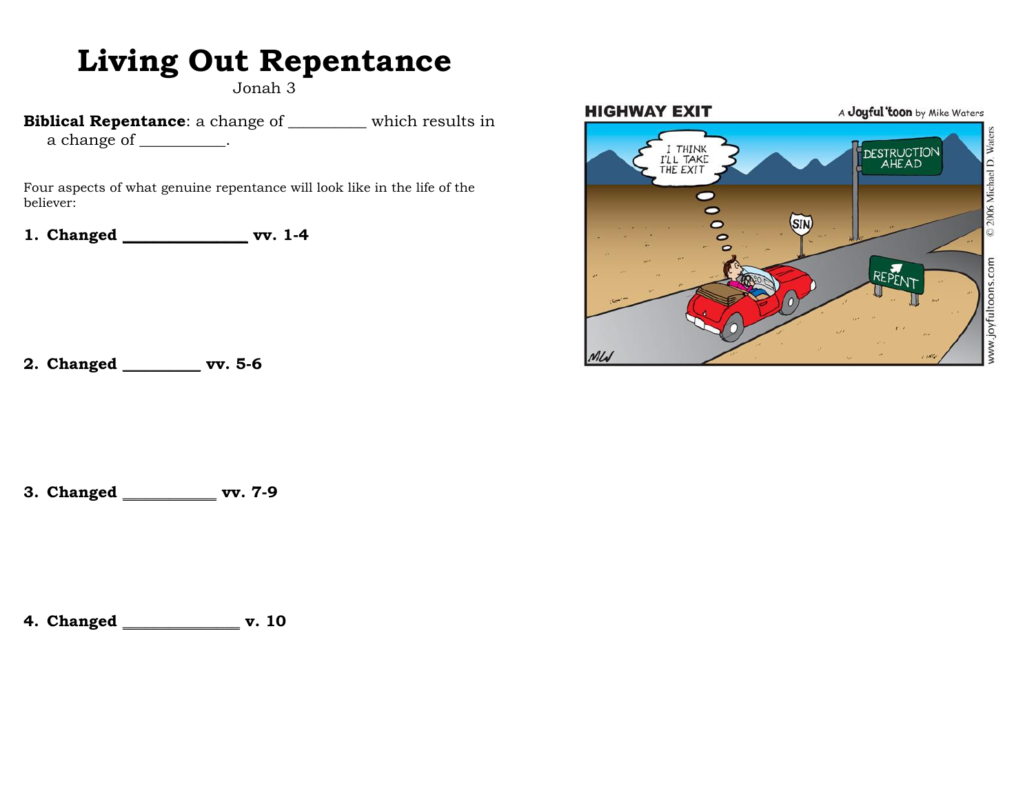# Living Out Repentance

Jonah 3

**Biblical Repentance**: a change of __________ which results in a change of ___________.

Four aspects of what genuine repentance will look like in the life of the believer:

**1. Changed _______________ vv. 1-4**

**2. Changed _________ vv. 5-6**

**3. Changed ___________ vv. 7-9**

**4. Changed ______________ v. 10**